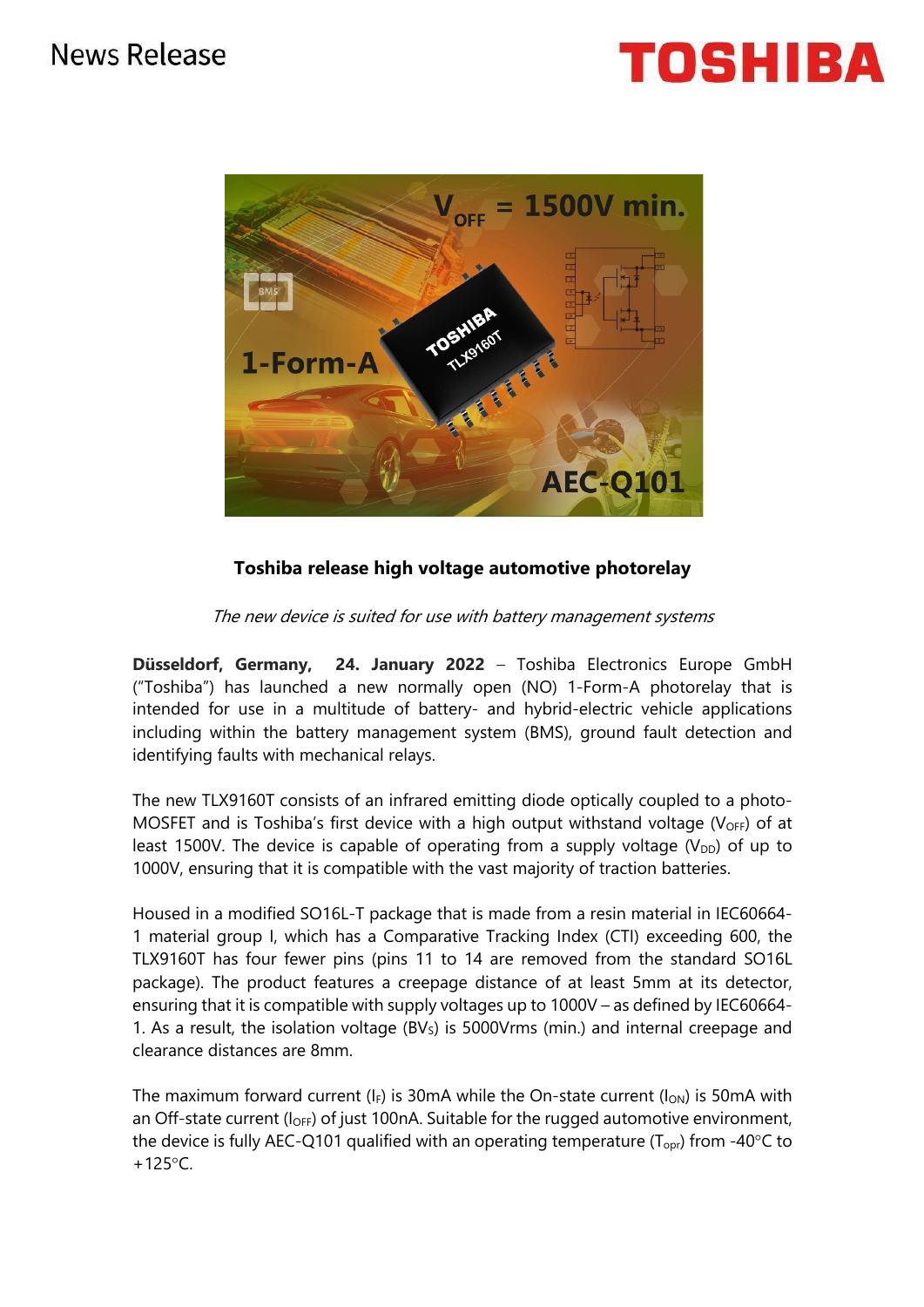# Toshiba release high voltage automotive photorelay

*The new device is suited for use with battery management systems*

**Düsseldorf, Germany, 24. January 2022** – Toshiba Electronics Europe GmbH ("Toshiba") has launched a new normally open (NO) 1-Form-A photorelay that is intended for use in a multitude of battery- and hybrid-electric vehicle applications including within the battery management system (BMS), ground fault detection and identifying faults with mechanical relays.

The new TLX9160T consists of an infrared emitting diode optically coupled to a photo-MOSFET and is Toshiba's first device with a high output withstand voltage ($V_{OFF}$) of at least 1500V. The device is capable of operating from a supply voltage ($V_{DD}$) of up to 1000V, ensuring that it is compatible with the vast majority of traction batteries.

Housed in a modified SO16L-T package that is made from a resin material in IEC60664-1 material group I, which has a Comparative Tracking Index (CTI) exceeding 600, the TLX9160T has four fewer pins (pins 11 to 14 are removed from the standard SO16L package). The product features a creepage distance of at least 5mm at its detector, ensuring that it is compatible with supply voltages up to 1000V – as defined by IEC60664-1. As a result, the isolation voltage ($BV_S$) is 5000Vrms (min.) and internal creepage and clearance distances are 8mm.

The maximum forward current ($I_F$) is 30mA while the On-state current ($I_{ON}$) is 50mA with an Off-state current ($I_{OFF}$) of just 100nA. Suitable for the rugged automotive environment, the device is fully AEC-Q101 qualified with an operating temperature ($T_{opr}$) from -40°C to +125°C.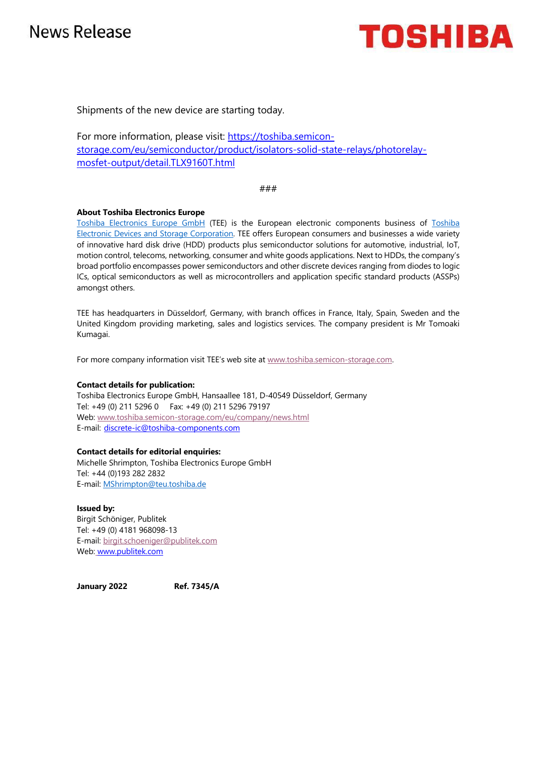Shipments of the new device are starting today.

For more information, please visit: https://toshiba.semicon-storage.com/eu/semiconductor/product/isolators-solid-state-relays/photorelay-mosfet-output/detail.TLX9160T.html

###

**About Toshiba Electronics Europe**

Toshiba Electronics Europe GmbH (TEE) is the European electronic components business of Toshiba Electronic Devices and Storage Corporation. TEE offers European consumers and businesses a wide variety of innovative hard disk drive (HDD) products plus semiconductor solutions for automotive, industrial, IoT, motion control, telecoms, networking, consumer and white goods applications. Next to HDDs, the company's broad portfolio encompasses power semiconductors and other discrete devices ranging from diodes to logic ICs, optical semiconductors as well as microcontrollers and application specific standard products (ASSPs) amongst others.

TEE has headquarters in Düsseldorf, Germany, with branch offices in France, Italy, Spain, Sweden and the United Kingdom providing marketing, sales and logistics services. The company president is Mr Tomoaki Kumagai.

For more company information visit TEE's web site at www.toshiba.semicon-storage.com.

**Contact details for publication:**
Toshiba Electronics Europe GmbH, Hansaallee 181, D-40549 Düsseldorf, Germany
Tel: +49 (0) 211 5296 0   Fax: +49 (0) 211 5296 79197
Web: www.toshiba.semicon-storage.com/eu/company/news.html
E-mail: discrete-ic@toshiba-components.com

**Contact details for editorial enquiries:**
Michelle Shrimpton, Toshiba Electronics Europe GmbH
Tel: +44 (0)193 282 2832
E-mail: MShrimpton@teu.toshiba.de

**Issued by:**
Birgit Schöniger, Publitek
Tel: +49 (0) 4181 968098-13
E-mail: birgit.schoeniger@publitek.com
Web: www.publitek.com

**January 2022** **Ref. 7345/A**